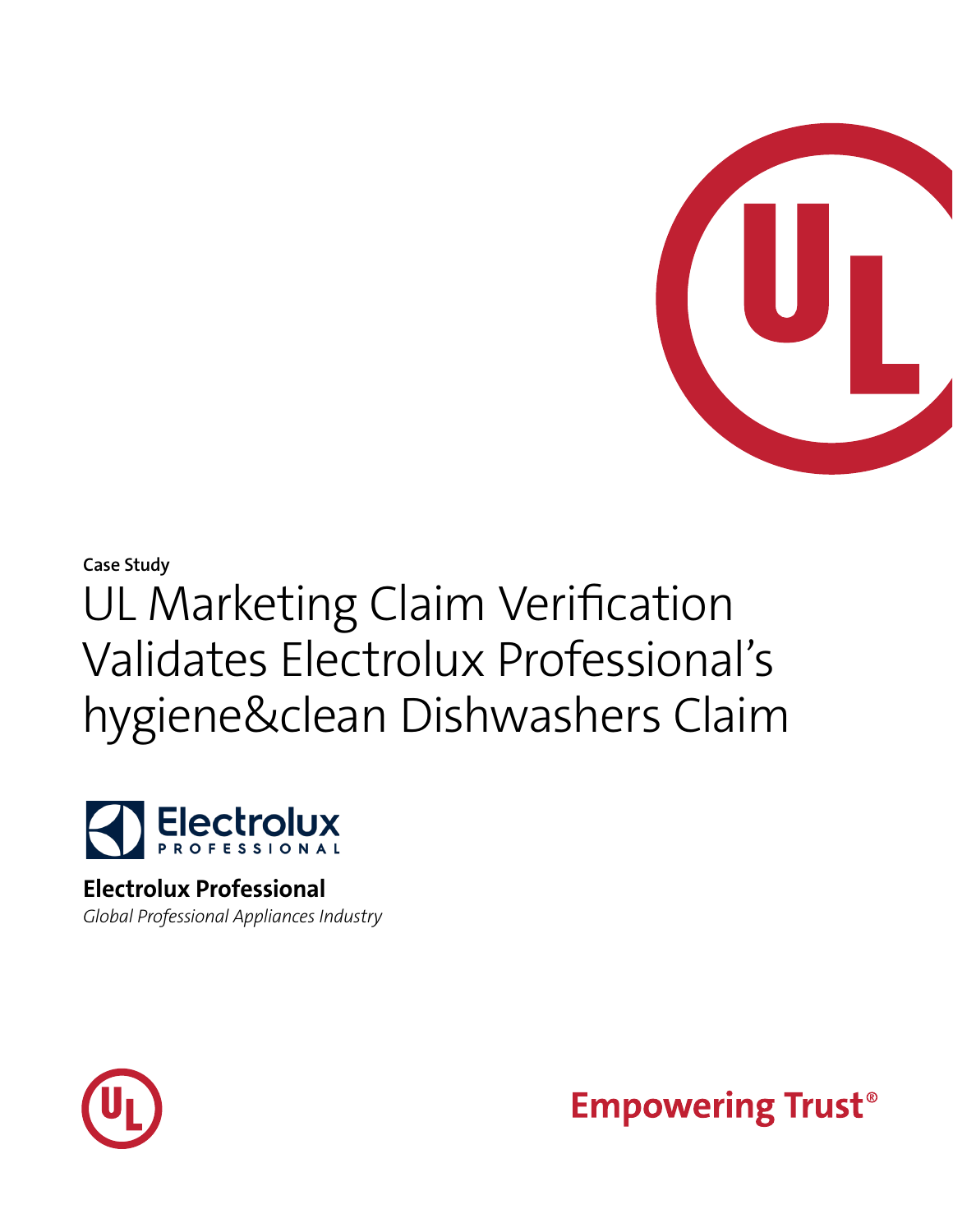Case Study

# UL Marketing Claim Verification Validates Electrolux Professional's hygiene&clean Dishwashers Claim

**Electrolux Professional**

*Global Professional Appliances Industry*

Empowering Trust®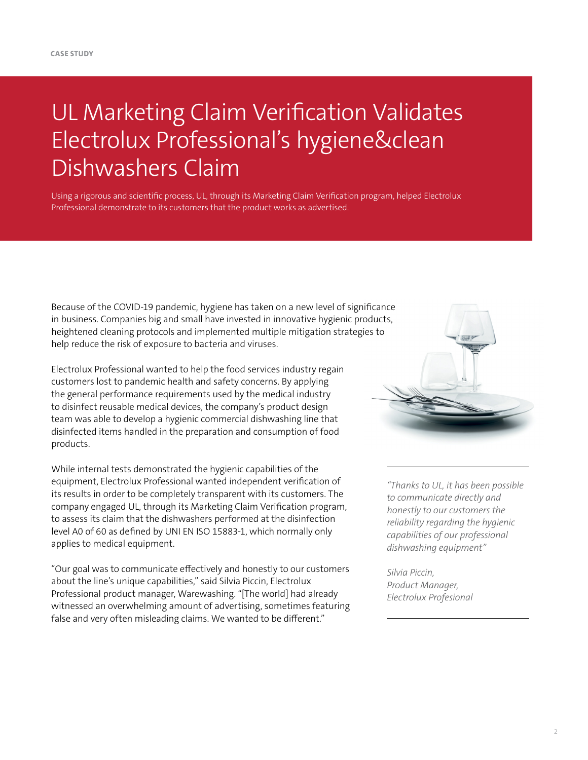CASE STUDY

# UL Marketing Claim Verification Validates Electrolux Professional's hygiene&clean Dishwashers Claim

Using a rigorous and scientific process, UL, through its Marketing Claim Verification program, helped Electrolux Professional demonstrate to its customers that the product works as advertised.

Because of the COVID-19 pandemic, hygiene has taken on a new level of significance in business. Companies big and small have invested in innovative hygienic products, heightened cleaning protocols and implemented multiple mitigation strategies to help reduce the risk of exposure to bacteria and viruses.

Electrolux Professional wanted to help the food services industry regain customers lost to pandemic health and safety concerns. By applying the general performance requirements used by the medical industry to disinfect reusable medical devices, the company's product design team was able to develop a hygienic commercial dishwashing line that disinfected items handled in the preparation and consumption of food products.

While internal tests demonstrated the hygienic capabilities of the equipment, Electrolux Professional wanted independent verification of its results in order to be completely transparent with its customers. The company engaged UL, through its Marketing Claim Verification program, to assess its claim that the dishwashers performed at the disinfection level A0 of 60 as defined by UNI EN ISO 15883-1, which normally only applies to medical equipment.

"Our goal was to communicate effectively and honestly to our customers about the line's unique capabilities," said Silvia Piccin, Electrolux Professional product manager, Warewashing. "[The world] had already witnessed an overwhelming amount of advertising, sometimes featuring false and very often misleading claims. We wanted to be different."

> *"Thanks to UL, it has been possible to communicate directly and honestly to our customers the reliability regarding the hygienic capabilities of our professional dishwashing equipment"*
>
> *Silvia Piccin,*
> *Product Manager,*
> *Electrolux Profesional*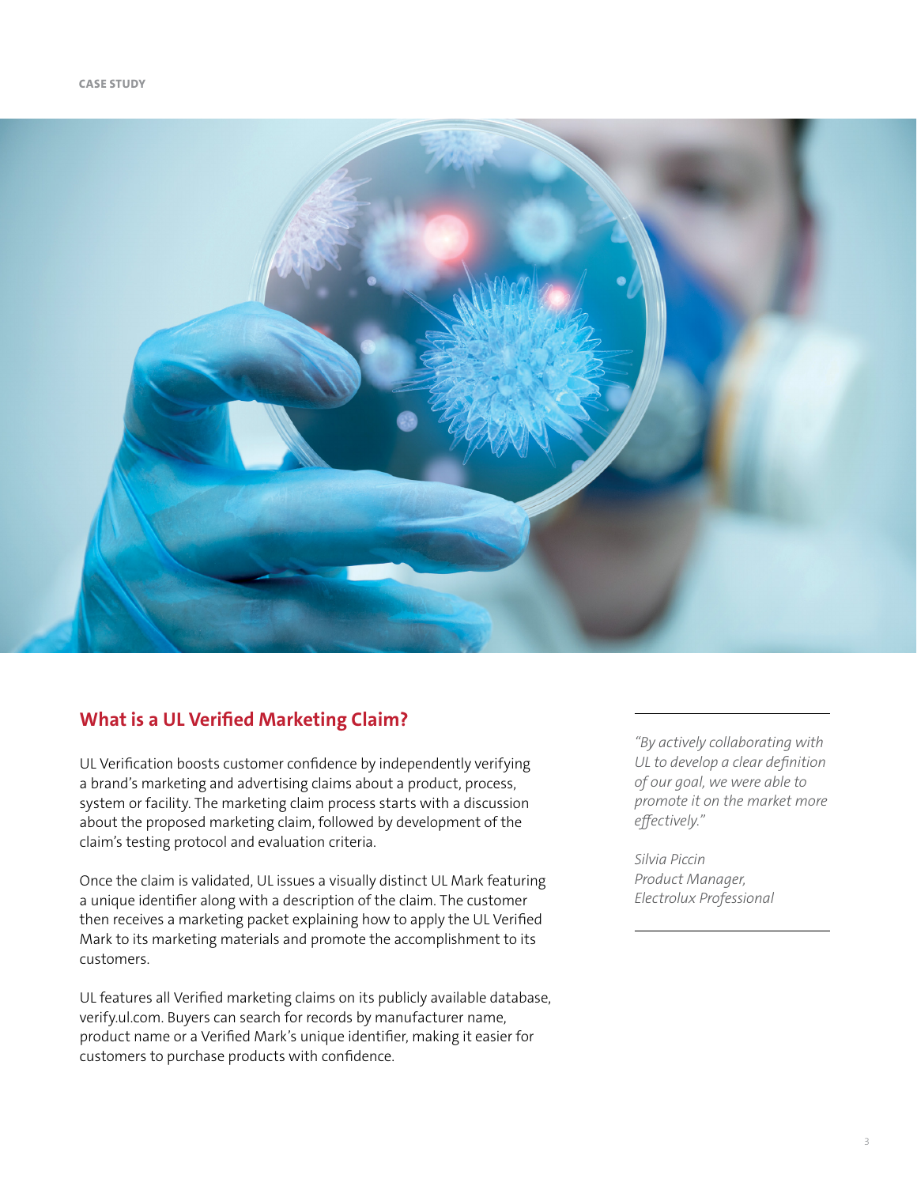## What is a UL Verified Marketing Claim?

UL Verification boosts customer confidence by independently verifying a brand's marketing and advertising claims about a product, process, system or facility. The marketing claim process starts with a discussion about the proposed marketing claim, followed by development of the claim's testing protocol and evaluation criteria.

Once the claim is validated, UL issues a visually distinct UL Mark featuring a unique identifier along with a description of the claim. The customer then receives a marketing packet explaining how to apply the UL Verified Mark to its marketing materials and promote the accomplishment to its customers.

UL features all Verified marketing claims on its publicly available database, verify.ul.com. Buyers can search for records by manufacturer name, product name or a Verified Mark's unique identifier, making it easier for customers to purchase products with confidence.

> *"By actively collaborating with UL to develop a clear definition of our goal, we were able to promote it on the market more effectively."*
>
> *Silvia Piccin*
> *Product Manager,*
> *Electrolux Professional*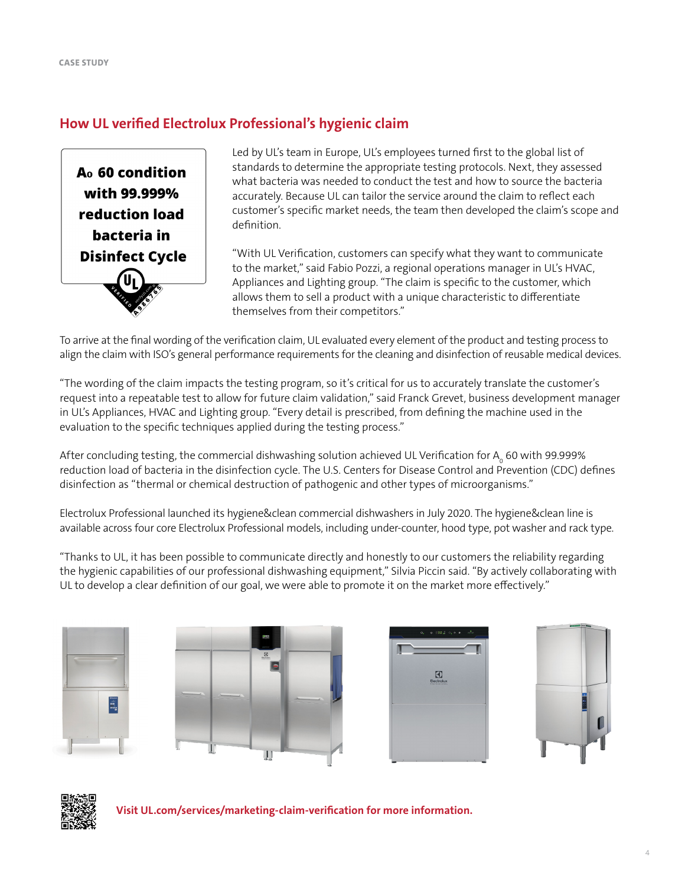## How UL verified Electrolux Professional's hygienic claim

**$A_0$ 60 condition with 99.999% reduction load bacteria in Disinfect Cycle**

Led by UL's team in Europe, UL's employees turned first to the global list of standards to determine the appropriate testing protocols. Next, they assessed what bacteria was needed to conduct the test and how to source the bacteria accurately. Because UL can tailor the service around the claim to reflect each customer's specific market needs, the team then developed the claim's scope and definition.

"With UL Verification, customers can specify what they want to communicate to the market," said Fabio Pozzi, a regional operations manager in UL's HVAC, Appliances and Lighting group. "The claim is specific to the customer, which allows them to sell a product with a unique characteristic to differentiate themselves from their competitors."

To arrive at the final wording of the verification claim, UL evaluated every element of the product and testing process to align the claim with ISO's general performance requirements for the cleaning and disinfection of reusable medical devices.

"The wording of the claim impacts the testing program, so it's critical for us to accurately translate the customer's request into a repeatable test to allow for future claim validation," said Franck Grevet, business development manager in UL's Appliances, HVAC and Lighting group. "Every detail is prescribed, from defining the machine used in the evaluation to the specific techniques applied during the testing process."

After concluding testing, the commercial dishwashing solution achieved UL Verification for $A_0$ 60 with 99.999% reduction load of bacteria in the disinfection cycle. The U.S. Centers for Disease Control and Prevention (CDC) defines disinfection as "thermal or chemical destruction of pathogenic and other types of microorganisms."

Electrolux Professional launched its hygiene&clean commercial dishwashers in July 2020. The hygiene&clean line is available across four core Electrolux Professional models, including under-counter, hood type, pot washer and rack type.

"Thanks to UL, it has been possible to communicate directly and honestly to our customers the reliability regarding the hygienic capabilities of our professional dishwashing equipment," Silvia Piccin said. "By actively collaborating with UL to develop a clear definition of our goal, we were able to promote it on the market more effectively."

**Visit UL.com/services/marketing-claim-verification for more information.**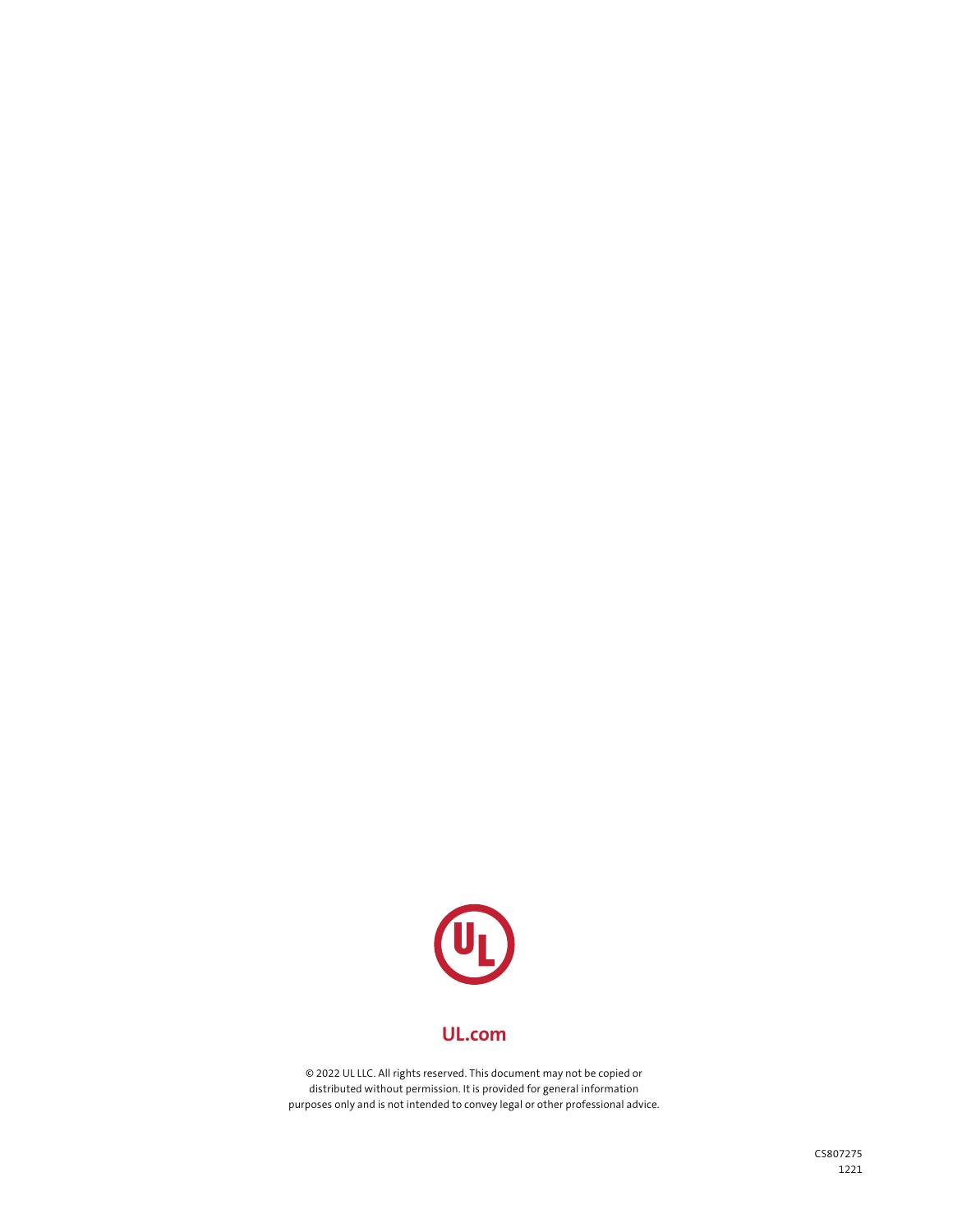**UL.com**

© 2022 UL LLC. All rights reserved. This document may not be copied or distributed without permission. It is provided for general information purposes only and is not intended to convey legal or other professional advice.

CS807275
1221